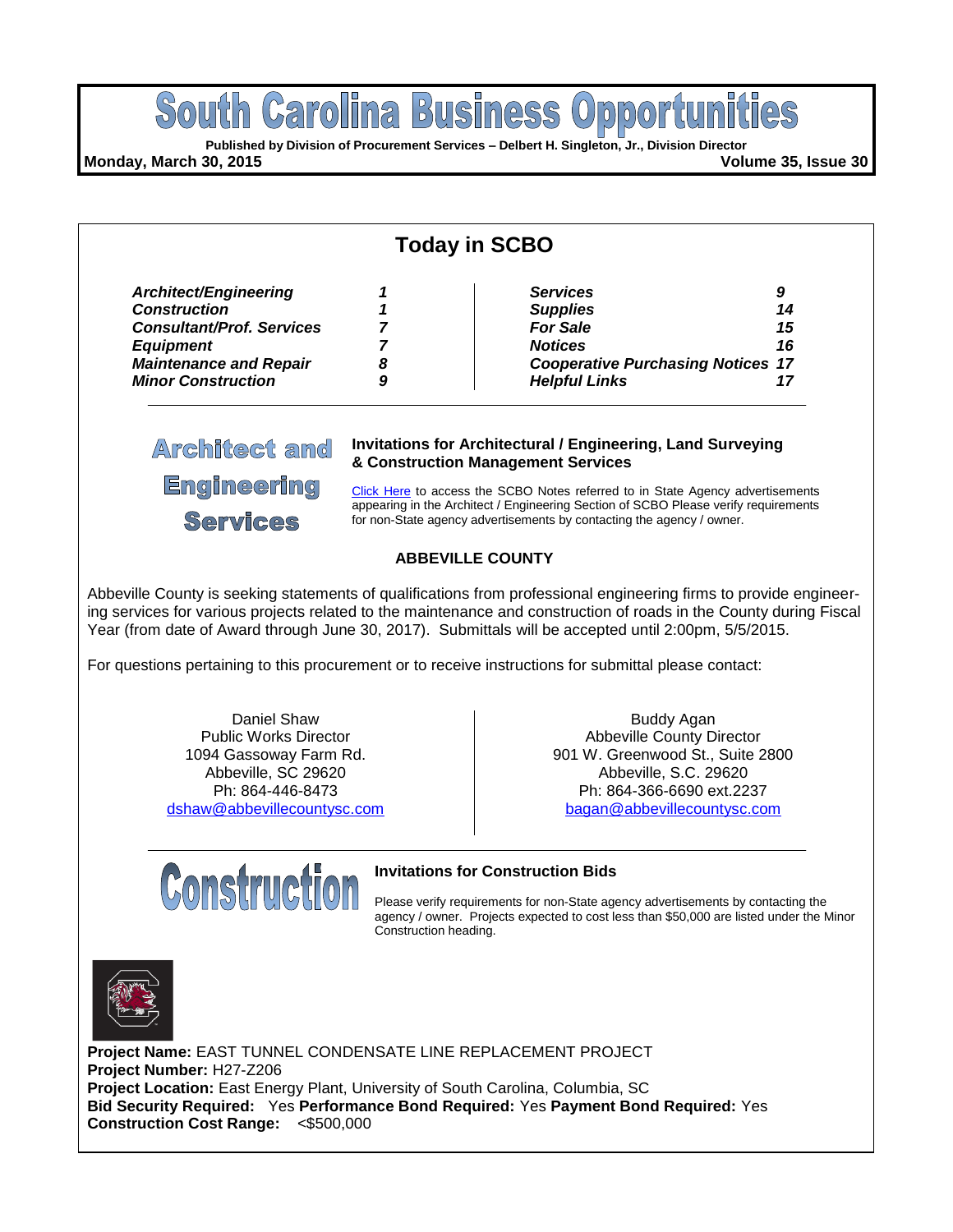# South Carolina Business Opportunities

**Published by Division of Procurement Services – Delbert H. Singleton, Jr., Division Director**

**Monday, March 30, 2015** **Volume 35, Issue 30**

## Today in SCBO

| | | | |
|---|---|---|---|
| ***Architect/Engineering*** | ***1*** | ***Services*** | ***9*** |
| ***Construction*** | ***1*** | ***Supplies*** | ***14*** |
| ***Consultant/Prof. Services*** | ***7*** | ***For Sale*** | ***15*** |
| ***Equipment*** | ***7*** | ***Notices*** | ***16*** |
| ***Maintenance and Repair*** | ***8*** | ***Cooperative Purchasing Notices*** | ***17*** |
| ***Minor Construction*** | ***9*** | ***Helpful Links*** | ***17*** |

## Architect and Engineering Services

**Invitations for Architectural / Engineering, Land Surveying & Construction Management Services**

Click Here to access the SCBO Notes referred to in State Agency advertisements appearing in the Architect / Engineering Section of SCBO Please verify requirements for non-State agency advertisements by contacting the agency / owner.

### ABBEVILLE COUNTY

Abbeville County is seeking statements of qualifications from professional engineering firms to provide engineering services for various projects related to the maintenance and construction of roads in the County during Fiscal Year (from date of Award through June 30, 2017). Submittals will be accepted until 2:00pm, 5/5/2015.

For questions pertaining to this procurement or to receive instructions for submittal please contact:

Daniel Shaw
Public Works Director
1094 Gassoway Farm Rd.
Abbeville, SC 29620
Ph: 864-446-8473
dshaw@abbevillecountysc.com

Buddy Agan
Abbeville County Director
901 W. Greenwood St., Suite 2800
Abbeville, S.C. 29620
Ph: 864-366-6690 ext.2237
bagan@abbevillecountysc.com

## Construction

**Invitations for Construction Bids**

Please verify requirements for non-State agency advertisements by contacting the agency / owner. Projects expected to cost less than $50,000 are listed under the Minor Construction heading.

**Project Name:** EAST TUNNEL CONDENSATE LINE REPLACEMENT PROJECT
**Project Number:** H27-Z206
**Project Location:** East Energy Plant, University of South Carolina, Columbia, SC
**Bid Security Required:** Yes **Performance Bond Required:** Yes **Payment Bond Required:** Yes
**Construction Cost Range:** <$500,000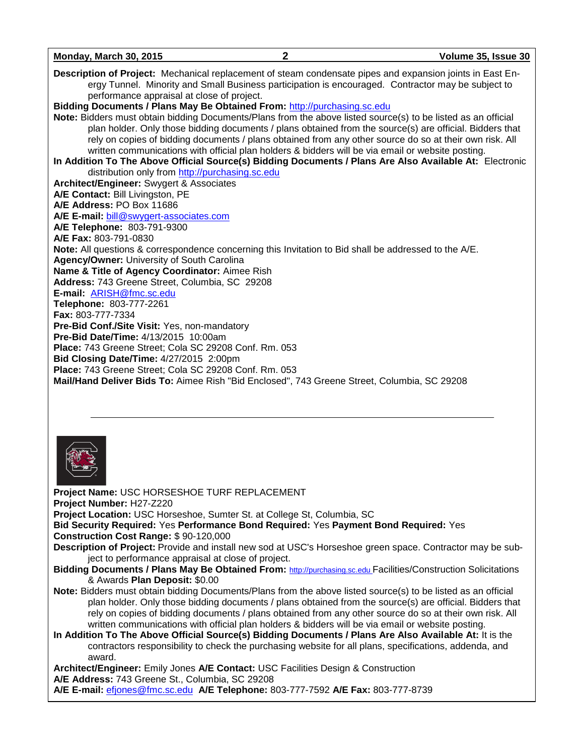**Description of Project:** Mechanical replacement of steam condensate pipes and expansion joints in East Energy Tunnel. Minority and Small Business participation is encouraged. Contractor may be subject to performance appraisal at close of project.

**Bidding Documents / Plans May Be Obtained From:** http://purchasing.sc.edu

**Note:** Bidders must obtain bidding Documents/Plans from the above listed source(s) to be listed as an official plan holder. Only those bidding documents / plans obtained from the source(s) are official. Bidders that rely on copies of bidding documents / plans obtained from any other source do so at their own risk. All written communications with official plan holders & bidders will be via email or website posting.

**In Addition To The Above Official Source(s) Bidding Documents / Plans Are Also Available At:** Electronic distribution only from http://purchasing.sc.edu

**Architect/Engineer:** Swygert & Associates

**A/E Contact:** Bill Livingston, PE

**A/E Address:** PO Box 11686

**A/E E-mail:** bill@swygert-associates.com

**A/E Telephone:** 803-791-9300

**A/E Fax:** 803-791-0830

**Note:** All questions & correspondence concerning this Invitation to Bid shall be addressed to the A/E.

**Agency/Owner:** University of South Carolina

**Name & Title of Agency Coordinator:** Aimee Rish

**Address:** 743 Greene Street, Columbia, SC 29208

**E-mail:** ARISH@fmc.sc.edu

**Telephone:** 803-777-2261

**Fax:** 803-777-7334

**Pre-Bid Conf./Site Visit:** Yes, non-mandatory

**Pre-Bid Date/Time:** 4/13/2015 10:00am

**Place:** 743 Greene Street; Cola SC 29208 Conf. Rm. 053

**Bid Closing Date/Time:** 4/27/2015 2:00pm

**Place:** 743 Greene Street; Cola SC 29208 Conf. Rm. 053

**Mail/Hand Deliver Bids To:** Aimee Rish "Bid Enclosed", 743 Greene Street, Columbia, SC 29208

---

**Project Name:** USC HORSESHOE TURF REPLACEMENT

**Project Number:** H27-Z220

**Project Location:** USC Horseshoe, Sumter St. at College St, Columbia, SC

**Bid Security Required:** Yes **Performance Bond Required:** Yes **Payment Bond Required:** Yes

**Construction Cost Range:** $ 90-120,000

**Description of Project:** Provide and install new sod at USC's Horseshoe green space. Contractor may be subject to performance appraisal at close of project.

**Bidding Documents / Plans May Be Obtained From:** http://purchasing.sc.edu Facilities/Construction Solicitations & Awards **Plan Deposit:** $0.00

**Note:** Bidders must obtain bidding Documents/Plans from the above listed source(s) to be listed as an official plan holder. Only those bidding documents / plans obtained from the source(s) are official. Bidders that rely on copies of bidding documents / plans obtained from any other source do so at their own risk. All written communications with official plan holders & bidders will be via email or website posting.

**In Addition To The Above Official Source(s) Bidding Documents / Plans Are Also Available At:** It is the contractors responsibility to check the purchasing website for all plans, specifications, addenda, and award.

**Architect/Engineer:** Emily Jones **A/E Contact:** USC Facilities Design & Construction

**A/E Address:** 743 Greene St., Columbia, SC 29208

**A/E E-mail:** efjones@fmc.sc.edu **A/E Telephone:** 803-777-7592 **A/E Fax:** 803-777-8739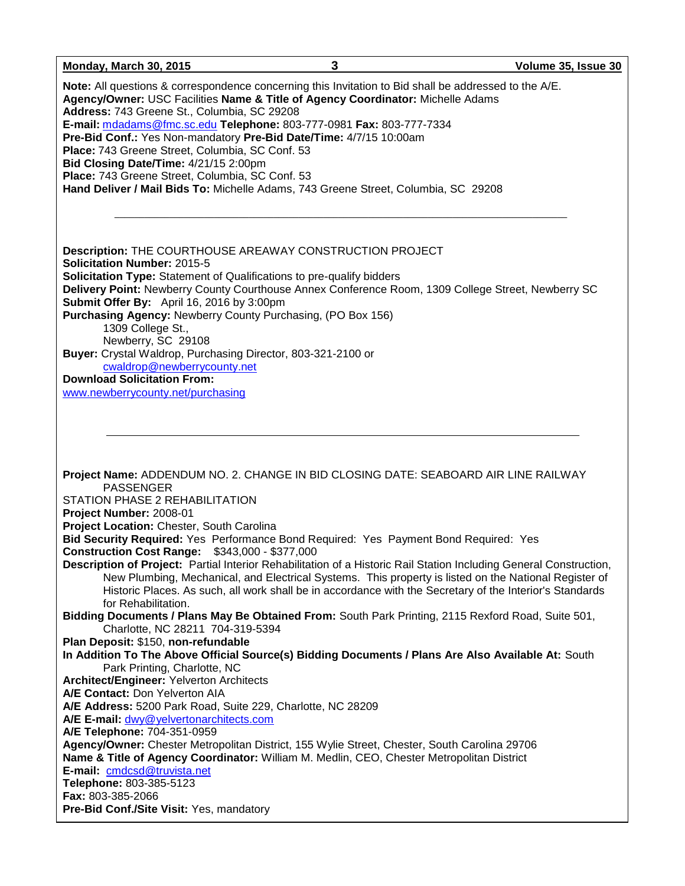**Note:** All questions & correspondence concerning this Invitation to Bid shall be addressed to the A/E.
**Agency/Owner:** USC Facilities **Name & Title of Agency Coordinator:** Michelle Adams
**Address:** 743 Greene St., Columbia, SC 29208
**E-mail:** mdadams@fmc.sc.edu **Telephone:** 803-777-0981 **Fax:** 803-777-7334
**Pre-Bid Conf.:** Yes Non-mandatory **Pre-Bid Date/Time:** 4/7/15 10:00am
**Place:** 743 Greene Street, Columbia, SC Conf. 53
**Bid Closing Date/Time:** 4/21/15 2:00pm
**Place:** 743 Greene Street, Columbia, SC Conf. 53
**Hand Deliver / Mail Bids To:** Michelle Adams, 743 Greene Street, Columbia, SC 29208

---

**Description:** THE COURTHOUSE AREAWAY CONSTRUCTION PROJECT
**Solicitation Number:** 2015-5
**Solicitation Type:** Statement of Qualifications to pre-qualify bidders
**Delivery Point:** Newberry County Courthouse Annex Conference Room, 1309 College Street, Newberry SC
**Submit Offer By:** April 16, 2016 by 3:00pm
**Purchasing Agency:** Newberry County Purchasing, (PO Box 156)
1309 College St.,
Newberry, SC 29108
**Buyer:** Crystal Waldrop, Purchasing Director, 803-321-2100 or
cwaldrop@newberrycounty.net
**Download Solicitation From:**
www.newberrycounty.net/purchasing

---

**Project Name:** ADDENDUM NO. 2. CHANGE IN BID CLOSING DATE: SEABOARD AIR LINE RAILWAY PASSENGER
STATION PHASE 2 REHABILITATION
**Project Number:** 2008-01
**Project Location:** Chester, South Carolina
**Bid Security Required:** Yes Performance Bond Required: Yes Payment Bond Required: Yes
**Construction Cost Range:** $343,000 - $377,000
**Description of Project:** Partial Interior Rehabilitation of a Historic Rail Station Including General Construction, New Plumbing, Mechanical, and Electrical Systems. This property is listed on the National Register of Historic Places. As such, all work shall be in accordance with the Secretary of the Interior's Standards for Rehabilitation.
**Bidding Documents / Plans May Be Obtained From:** South Park Printing, 2115 Rexford Road, Suite 501, Charlotte, NC 28211 704-319-5394
**Plan Deposit:** $150, **non-refundable**
**In Addition To The Above Official Source(s) Bidding Documents / Plans Are Also Available At:** South Park Printing, Charlotte, NC
**Architect/Engineer:** Yelverton Architects
**A/E Contact:** Don Yelverton AIA
**A/E Address:** 5200 Park Road, Suite 229, Charlotte, NC 28209
**A/E E-mail:** dwy@yelvertonarchitects.com
**A/E Telephone:** 704-351-0959
**Agency/Owner:** Chester Metropolitan District, 155 Wylie Street, Chester, South Carolina 29706
**Name & Title of Agency Coordinator:** William M. Medlin, CEO, Chester Metropolitan District
**E-mail:** cmdcsd@truvista.net
**Telephone:** 803-385-5123
**Fax:** 803-385-2066
**Pre-Bid Conf./Site Visit:** Yes, mandatory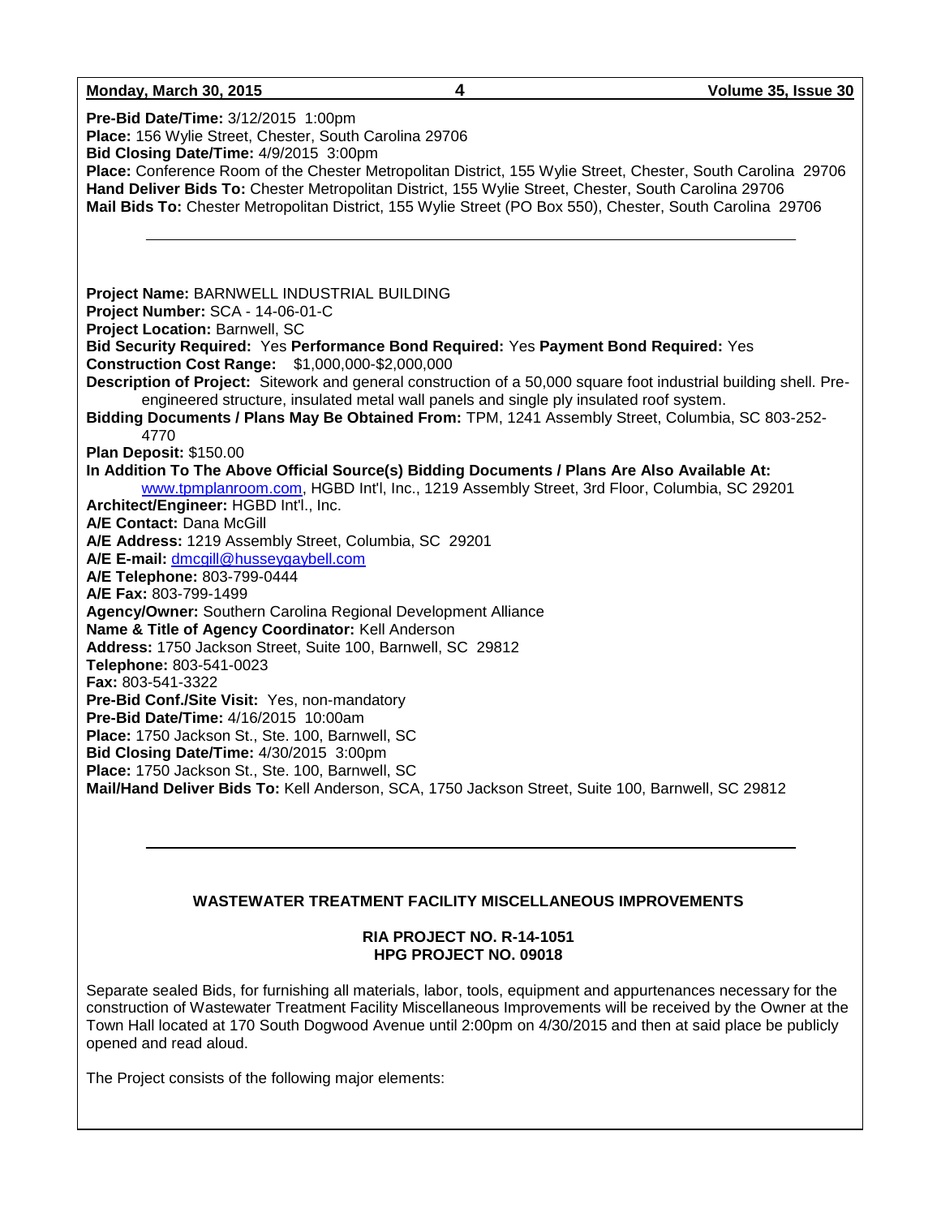**Pre-Bid Date/Time:** 3/12/2015 1:00pm
**Place:** 156 Wylie Street, Chester, South Carolina 29706
**Bid Closing Date/Time:** 4/9/2015 3:00pm
**Place:** Conference Room of the Chester Metropolitan District, 155 Wylie Street, Chester, South Carolina 29706
**Hand Deliver Bids To:** Chester Metropolitan District, 155 Wylie Street, Chester, South Carolina 29706
**Mail Bids To:** Chester Metropolitan District, 155 Wylie Street (PO Box 550), Chester, South Carolina 29706

---

**Project Name:** BARNWELL INDUSTRIAL BUILDING
**Project Number:** SCA - 14-06-01-C
**Project Location:** Barnwell, SC
**Bid Security Required:** Yes **Performance Bond Required:** Yes **Payment Bond Required:** Yes
**Construction Cost Range:** $1,000,000-$2,000,000
**Description of Project:** Sitework and general construction of a 50,000 square foot industrial building shell. Pre-engineered structure, insulated metal wall panels and single ply insulated roof system.
**Bidding Documents / Plans May Be Obtained From:** TPM, 1241 Assembly Street, Columbia, SC 803-252-4770
**Plan Deposit:** $150.00
**In Addition To The Above Official Source(s) Bidding Documents / Plans Are Also Available At:** www.tpmplanroom.com, HGBD Int'l, Inc., 1219 Assembly Street, 3rd Floor, Columbia, SC 29201
**Architect/Engineer:** HGBD Int'l., Inc.
**A/E Contact:** Dana McGill
**A/E Address:** 1219 Assembly Street, Columbia, SC 29201
**A/E E-mail:** dmcgill@husseygaybell.com
**A/E Telephone:** 803-799-0444
**A/E Fax:** 803-799-1499
**Agency/Owner:** Southern Carolina Regional Development Alliance
**Name & Title of Agency Coordinator:** Kell Anderson
**Address:** 1750 Jackson Street, Suite 100, Barnwell, SC 29812
**Telephone:** 803-541-0023
**Fax:** 803-541-3322
**Pre-Bid Conf./Site Visit:** Yes, non-mandatory
**Pre-Bid Date/Time:** 4/16/2015 10:00am
**Place:** 1750 Jackson St., Ste. 100, Barnwell, SC
**Bid Closing Date/Time:** 4/30/2015 3:00pm
**Place:** 1750 Jackson St., Ste. 100, Barnwell, SC
**Mail/Hand Deliver Bids To:** Kell Anderson, SCA, 1750 Jackson Street, Suite 100, Barnwell, SC 29812

---

**WASTEWATER TREATMENT FACILITY MISCELLANEOUS IMPROVEMENTS**

**RIA PROJECT NO. R-14-1051**
**HPG PROJECT NO. 09018**

Separate sealed Bids, for furnishing all materials, labor, tools, equipment and appurtenances necessary for the construction of Wastewater Treatment Facility Miscellaneous Improvements will be received by the Owner at the Town Hall located at 170 South Dogwood Avenue until 2:00pm on 4/30/2015 and then at said place be publicly opened and read aloud.

The Project consists of the following major elements: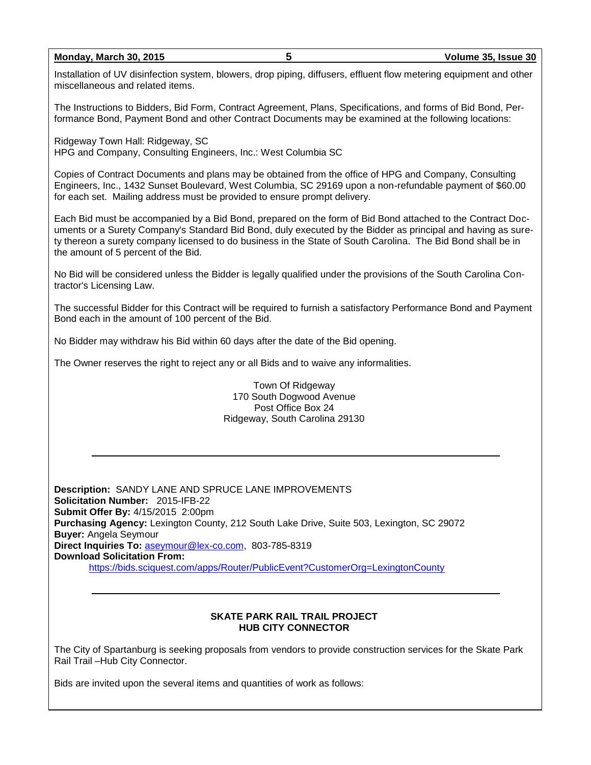Installation of UV disinfection system, blowers, drop piping, diffusers, effluent flow metering equipment and other miscellaneous and related items.

The Instructions to Bidders, Bid Form, Contract Agreement, Plans, Specifications, and forms of Bid Bond, Performance Bond, Payment Bond and other Contract Documents may be examined at the following locations:

Ridgeway Town Hall: Ridgeway, SC
HPG and Company, Consulting Engineers, Inc.: West Columbia SC

Copies of Contract Documents and plans may be obtained from the office of HPG and Company, Consulting Engineers, Inc., 1432 Sunset Boulevard, West Columbia, SC 29169 upon a non-refundable payment of $60.00 for each set. Mailing address must be provided to ensure prompt delivery.

Each Bid must be accompanied by a Bid Bond, prepared on the form of Bid Bond attached to the Contract Documents or a Surety Company's Standard Bid Bond, duly executed by the Bidder as principal and having as surety thereon a surety company licensed to do business in the State of South Carolina. The Bid Bond shall be in the amount of 5 percent of the Bid.

No Bid will be considered unless the Bidder is legally qualified under the provisions of the South Carolina Contractor's Licensing Law.

The successful Bidder for this Contract will be required to furnish a satisfactory Performance Bond and Payment Bond each in the amount of 100 percent of the Bid.

No Bidder may withdraw his Bid within 60 days after the date of the Bid opening.

The Owner reserves the right to reject any or all Bids and to waive any informalities.

Town Of Ridgeway
170 South Dogwood Avenue
Post Office Box 24
Ridgeway, South Carolina 29130

---

**Description:** SANDY LANE AND SPRUCE LANE IMPROVEMENTS
**Solicitation Number:** 2015-IFB-22
**Submit Offer By:** 4/15/2015 2:00pm
**Purchasing Agency:** Lexington County, 212 South Lake Drive, Suite 503, Lexington, SC 29072
**Buyer:** Angela Seymour
**Direct Inquiries To:** aseymour@lex-co.com, 803-785-8319
**Download Solicitation From:**
https://bids.sciquest.com/apps/Router/PublicEvent?CustomerOrg=LexingtonCounty

---

**SKATE PARK RAIL TRAIL PROJECT**
**HUB CITY CONNECTOR**

The City of Spartanburg is seeking proposals from vendors to provide construction services for the Skate Park Rail Trail –Hub City Connector.

Bids are invited upon the several items and quantities of work as follows: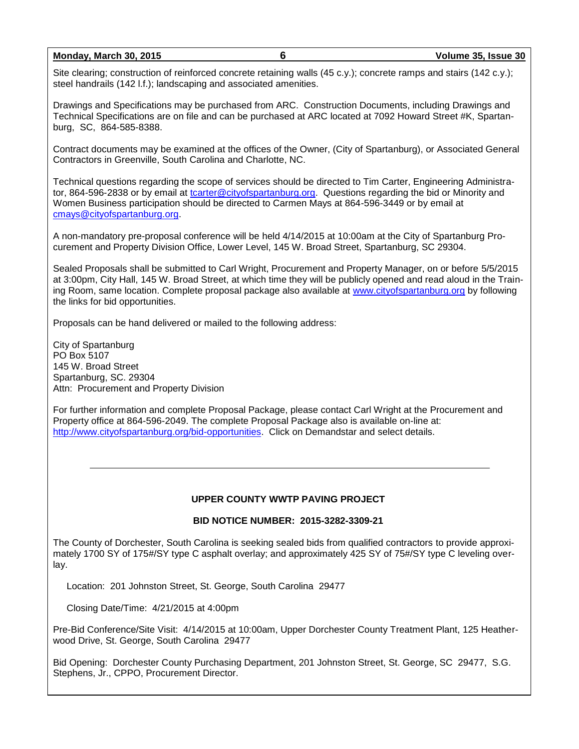Site clearing; construction of reinforced concrete retaining walls (45 c.y.); concrete ramps and stairs (142 c.y.); steel handrails (142 l.f.); landscaping and associated amenities.

Drawings and Specifications may be purchased from ARC. Construction Documents, including Drawings and Technical Specifications are on file and can be purchased at ARC located at 7092 Howard Street #K, Spartanburg, SC, 864-585-8388.

Contract documents may be examined at the offices of the Owner, (City of Spartanburg), or Associated General Contractors in Greenville, South Carolina and Charlotte, NC.

Technical questions regarding the scope of services should be directed to Tim Carter, Engineering Administrator, 864-596-2838 or by email at tcarter@cityofspartanburg.org. Questions regarding the bid or Minority and Women Business participation should be directed to Carmen Mays at 864-596-3449 or by email at cmays@cityofspartanburg.org.

A non-mandatory pre-proposal conference will be held 4/14/2015 at 10:00am at the City of Spartanburg Procurement and Property Division Office, Lower Level, 145 W. Broad Street, Spartanburg, SC 29304.

Sealed Proposals shall be submitted to Carl Wright, Procurement and Property Manager, on or before 5/5/2015 at 3:00pm, City Hall, 145 W. Broad Street, at which time they will be publicly opened and read aloud in the Training Room, same location. Complete proposal package also available at www.cityofspartanburg.org by following the links for bid opportunities.

Proposals can be hand delivered or mailed to the following address:

City of Spartanburg
PO Box 5107
145 W. Broad Street
Spartanburg, SC. 29304
Attn: Procurement and Property Division

For further information and complete Proposal Package, please contact Carl Wright at the Procurement and Property office at 864-596-2049. The complete Proposal Package also is available on-line at: http://www.cityofspartanburg.org/bid-opportunities. Click on Demandstar and select details.

---

**UPPER COUNTY WWTP PAVING PROJECT**

**BID NOTICE NUMBER: 2015-3282-3309-21**

The County of Dorchester, South Carolina is seeking sealed bids from qualified contractors to provide approximately 1700 SY of 175#/SY type C asphalt overlay; and approximately 425 SY of 75#/SY type C leveling overlay.

Location: 201 Johnston Street, St. George, South Carolina 29477

Closing Date/Time: 4/21/2015 at 4:00pm

Pre-Bid Conference/Site Visit: 4/14/2015 at 10:00am, Upper Dorchester County Treatment Plant, 125 Heatherwood Drive, St. George, South Carolina 29477

Bid Opening: Dorchester County Purchasing Department, 201 Johnston Street, St. George, SC 29477, S.G. Stephens, Jr., CPPO, Procurement Director.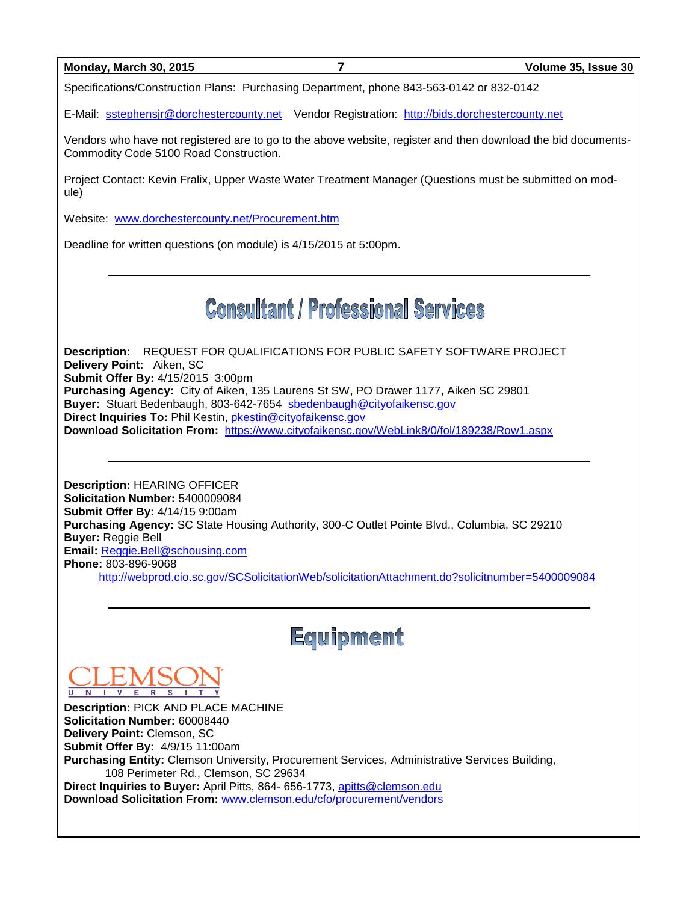Specifications/Construction Plans: Purchasing Department, phone 843-563-0142 or 832-0142

E-Mail: sstephensjr@dorchestercounty.net Vendor Registration: http://bids.dorchestercounty.net

Vendors who have not registered are to go to the above website, register and then download the bid documents-Commodity Code 5100 Road Construction.

Project Contact: Kevin Fralix, Upper Waste Water Treatment Manager (Questions must be submitted on module)

Website: www.dorchestercounty.net/Procurement.htm

Deadline for written questions (on module) is 4/15/2015 at 5:00pm.

---

# Consultant / Professional Services

**Description:** REQUEST FOR QUALIFICATIONS FOR PUBLIC SAFETY SOFTWARE PROJECT
**Delivery Point:** Aiken, SC
**Submit Offer By:** 4/15/2015 3:00pm
**Purchasing Agency:** City of Aiken, 135 Laurens St SW, PO Drawer 1177, Aiken SC 29801
**Buyer:** Stuart Bedenbaugh, 803-642-7654 sbedenbaugh@cityofaikensc.gov
**Direct Inquiries To:** Phil Kestin, pkestin@cityofaikensc.gov
**Download Solicitation From:** https://www.cityofaikensc.gov/WebLink8/0/fol/189238/Row1.aspx

---

**Description:** HEARING OFFICER
**Solicitation Number:** 5400009084
**Submit Offer By:** 4/14/15 9:00am
**Purchasing Agency:** SC State Housing Authority, 300-C Outlet Pointe Blvd., Columbia, SC 29210
**Buyer:** Reggie Bell
**Email:** Reggie.Bell@schousing.com
**Phone:** 803-896-9068
http://webprod.cio.sc.gov/SCSolicitationWeb/solicitationAttachment.do?solicitnumber=5400009084

---

# Equipment

CLEMSON UNIVERSITY

**Description:** PICK AND PLACE MACHINE
**Solicitation Number:** 60008440
**Delivery Point:** Clemson, SC
**Submit Offer By:** 4/9/15 11:00am
**Purchasing Entity:** Clemson University, Procurement Services, Administrative Services Building, 108 Perimeter Rd., Clemson, SC 29634
**Direct Inquiries to Buyer:** April Pitts, 864- 656-1773, apitts@clemson.edu
**Download Solicitation From:** www.clemson.edu/cfo/procurement/vendors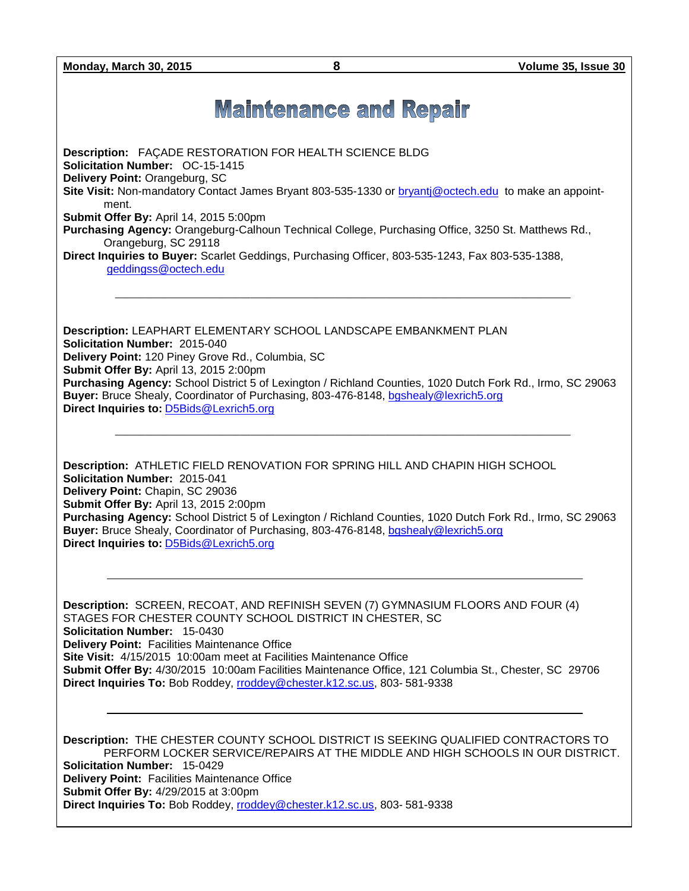# Maintenance and Repair

**Description:** FAÇADE RESTORATION FOR HEALTH SCIENCE BLDG
**Solicitation Number:** OC-15-1415
**Delivery Point:** Orangeburg, SC
**Site Visit:** Non-mandatory Contact James Bryant 803-535-1330 or bryantj@octech.edu to make an appointment.
**Submit Offer By:** April 14, 2015 5:00pm
**Purchasing Agency:** Orangeburg-Calhoun Technical College, Purchasing Office, 3250 St. Matthews Rd., Orangeburg, SC 29118
**Direct Inquiries to Buyer:** Scarlet Geddings, Purchasing Officer, 803-535-1243, Fax 803-535-1388, geddingss@octech.edu

---

**Description:** LEAPHART ELEMENTARY SCHOOL LANDSCAPE EMBANKMENT PLAN
**Solicitation Number:** 2015-040
**Delivery Point:** 120 Piney Grove Rd., Columbia, SC
**Submit Offer By:** April 13, 2015 2:00pm
**Purchasing Agency:** School District 5 of Lexington / Richland Counties, 1020 Dutch Fork Rd., Irmo, SC 29063
**Buyer:** Bruce Shealy, Coordinator of Purchasing, 803-476-8148, bgshealy@lexrich5.org
**Direct Inquiries to:** D5Bids@Lexrich5.org

---

**Description:** ATHLETIC FIELD RENOVATION FOR SPRING HILL AND CHAPIN HIGH SCHOOL
**Solicitation Number:** 2015-041
**Delivery Point:** Chapin, SC 29036
**Submit Offer By:** April 13, 2015 2:00pm
**Purchasing Agency:** School District 5 of Lexington / Richland Counties, 1020 Dutch Fork Rd., Irmo, SC 29063
**Buyer:** Bruce Shealy, Coordinator of Purchasing, 803-476-8148, bgshealy@lexrich5.org
**Direct Inquiries to:** D5Bids@Lexrich5.org

---

**Description:** SCREEN, RECOAT, AND REFINISH SEVEN (7) GYMNASIUM FLOORS AND FOUR (4) STAGES FOR CHESTER COUNTY SCHOOL DISTRICT IN CHESTER, SC
**Solicitation Number:** 15-0430
**Delivery Point:** Facilities Maintenance Office
**Site Visit:** 4/15/2015 10:00am meet at Facilities Maintenance Office
**Submit Offer By:** 4/30/2015 10:00am Facilities Maintenance Office, 121 Columbia St., Chester, SC 29706
**Direct Inquiries To:** Bob Roddey, rroddey@chester.k12.sc.us, 803- 581-9338

---

**Description:** THE CHESTER COUNTY SCHOOL DISTRICT IS SEEKING QUALIFIED CONTRACTORS TO PERFORM LOCKER SERVICE/REPAIRS AT THE MIDDLE AND HIGH SCHOOLS IN OUR DISTRICT.
**Solicitation Number:** 15-0429
**Delivery Point:** Facilities Maintenance Office
**Submit Offer By:** 4/29/2015 at 3:00pm
**Direct Inquiries To:** Bob Roddey, rroddey@chester.k12.sc.us, 803- 581-9338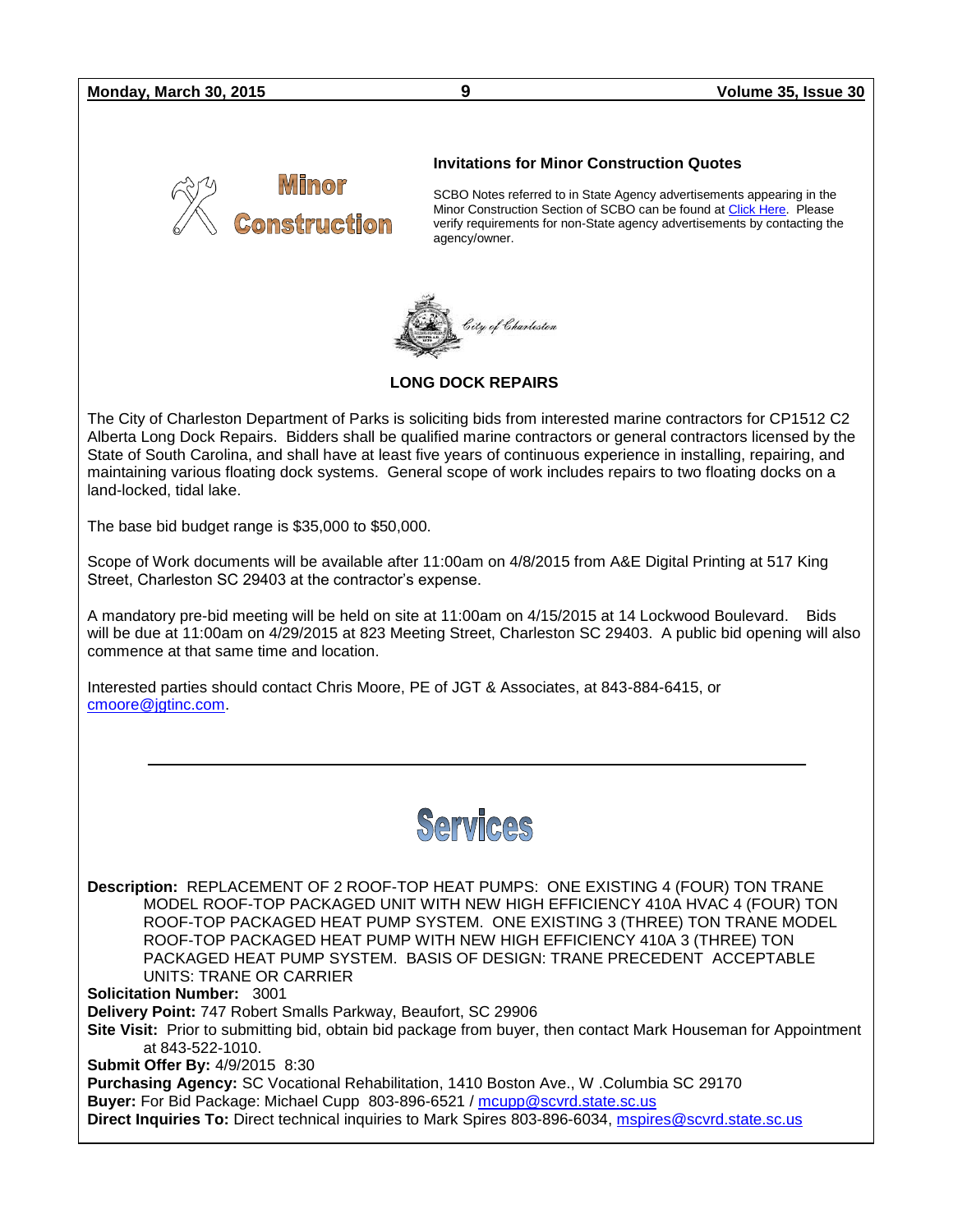# Minor Construction

### Invitations for Minor Construction Quotes

SCBO Notes referred to in State Agency advertisements appearing in the Minor Construction Section of SCBO can be found at Click Here. Please verify requirements for non-State agency advertisements by contacting the agency/owner.

City of Charleston

**LONG DOCK REPAIRS**

The City of Charleston Department of Parks is soliciting bids from interested marine contractors for CP1512 C2 Alberta Long Dock Repairs. Bidders shall be qualified marine contractors or general contractors licensed by the State of South Carolina, and shall have at least five years of continuous experience in installing, repairing, and maintaining various floating dock systems. General scope of work includes repairs to two floating docks on a land-locked, tidal lake.

The base bid budget range is $35,000 to $50,000.

Scope of Work documents will be available after 11:00am on 4/8/2015 from A&E Digital Printing at 517 King Street, Charleston SC 29403 at the contractor's expense.

A mandatory pre-bid meeting will be held on site at 11:00am on 4/15/2015 at 14 Lockwood Boulevard. Bids will be due at 11:00am on 4/29/2015 at 823 Meeting Street, Charleston SC 29403. A public bid opening will also commence at that same time and location.

Interested parties should contact Chris Moore, PE of JGT & Associates, at 843-884-6415, or cmoore@jgtinc.com.

---

# Services

**Description:** REPLACEMENT OF 2 ROOF-TOP HEAT PUMPS: ONE EXISTING 4 (FOUR) TON TRANE MODEL ROOF-TOP PACKAGED UNIT WITH NEW HIGH EFFICIENCY 410A HVAC 4 (FOUR) TON ROOF-TOP PACKAGED HEAT PUMP SYSTEM. ONE EXISTING 3 (THREE) TON TRANE MODEL ROOF-TOP PACKAGED HEAT PUMP WITH NEW HIGH EFFICIENCY 410A 3 (THREE) TON PACKAGED HEAT PUMP SYSTEM. BASIS OF DESIGN: TRANE PRECEDENT ACCEPTABLE UNITS: TRANE OR CARRIER
**Solicitation Number:** 3001
**Delivery Point:** 747 Robert Smalls Parkway, Beaufort, SC 29906
**Site Visit:** Prior to submitting bid, obtain bid package from buyer, then contact Mark Houseman for Appointment at 843-522-1010.
**Submit Offer By:** 4/9/2015 8:30
**Purchasing Agency:** SC Vocational Rehabilitation, 1410 Boston Ave., W .Columbia SC 29170
**Buyer:** For Bid Package: Michael Cupp 803-896-6521 / mcupp@scvrd.state.sc.us
**Direct Inquiries To:** Direct technical inquiries to Mark Spires 803-896-6034, mspires@scvrd.state.sc.us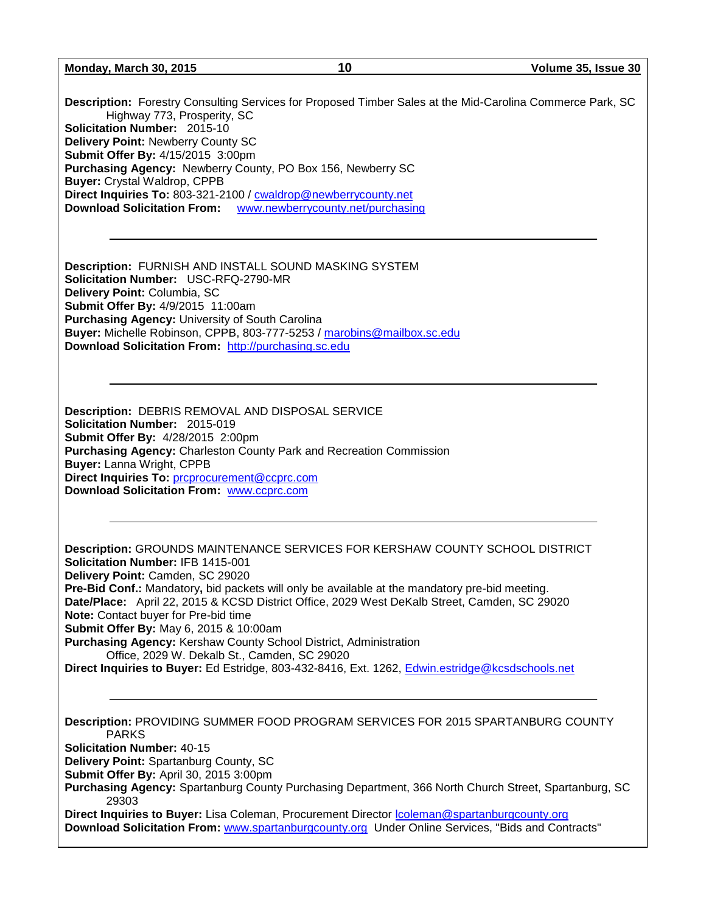**Description:** Forestry Consulting Services for Proposed Timber Sales at the Mid-Carolina Commerce Park, SC Highway 773, Prosperity, SC
**Solicitation Number:** 2015-10
**Delivery Point:** Newberry County SC
**Submit Offer By:** 4/15/2015 3:00pm
**Purchasing Agency:** Newberry County, PO Box 156, Newberry SC
**Buyer:** Crystal Waldrop, CPPB
**Direct Inquiries To:** 803-321-2100 / cwaldrop@newberrycounty.net
**Download Solicitation From:** www.newberrycounty.net/purchasing

---

**Description:** FURNISH AND INSTALL SOUND MASKING SYSTEM
**Solicitation Number:** USC-RFQ-2790-MR
**Delivery Point:** Columbia, SC
**Submit Offer By:** 4/9/2015 11:00am
**Purchasing Agency:** University of South Carolina
**Buyer:** Michelle Robinson, CPPB, 803-777-5253 / marobins@mailbox.sc.edu
**Download Solicitation From:** http://purchasing.sc.edu

---

**Description:** DEBRIS REMOVAL AND DISPOSAL SERVICE
**Solicitation Number:** 2015-019
**Submit Offer By:** 4/28/2015 2:00pm
**Purchasing Agency:** Charleston County Park and Recreation Commission
**Buyer:** Lanna Wright, CPPB
**Direct Inquiries To:** prcprocurement@ccprc.com
**Download Solicitation From:** www.ccprc.com

---

**Description:** GROUNDS MAINTENANCE SERVICES FOR KERSHAW COUNTY SCHOOL DISTRICT
**Solicitation Number:** IFB 1415-001
**Delivery Point:** Camden, SC 29020
**Pre-Bid Conf.:** Mandatory**,** bid packets will only be available at the mandatory pre-bid meeting.
**Date/Place:** April 22, 2015 & KCSD District Office, 2029 West DeKalb Street, Camden, SC 29020
**Note:** Contact buyer for Pre-bid time
**Submit Offer By:** May 6, 2015 & 10:00am
**Purchasing Agency:** Kershaw County School District, Administration Office, 2029 W. Dekalb St., Camden, SC 29020
**Direct Inquiries to Buyer:** Ed Estridge, 803-432-8416, Ext. 1262, Edwin.estridge@kcsdschools.net

---

**Description:** PROVIDING SUMMER FOOD PROGRAM SERVICES FOR 2015 SPARTANBURG COUNTY PARKS
**Solicitation Number:** 40-15
**Delivery Point:** Spartanburg County, SC
**Submit Offer By:** April 30, 2015 3:00pm
**Purchasing Agency:** Spartanburg County Purchasing Department, 366 North Church Street, Spartanburg, SC 29303
**Direct Inquiries to Buyer:** Lisa Coleman, Procurement Director lcoleman@spartanburgcounty.org
**Download Solicitation From:** www.spartanburgcounty.org Under Online Services, "Bids and Contracts"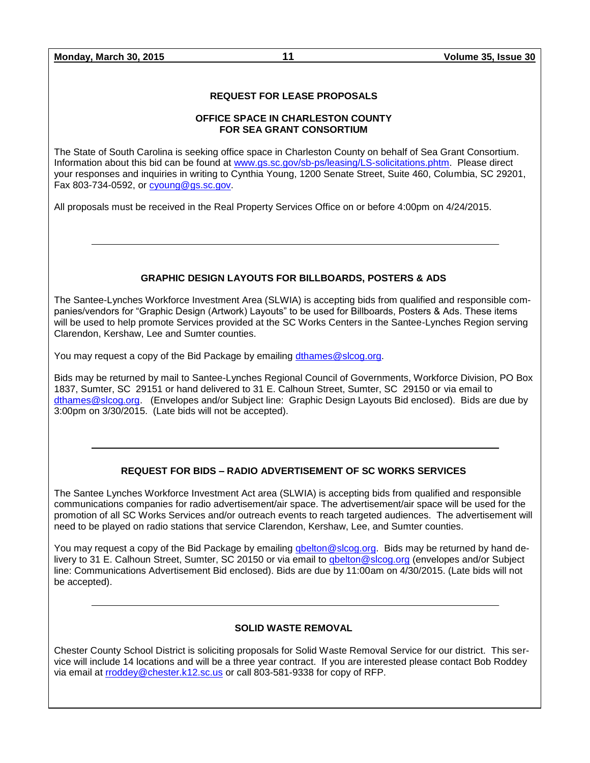## REQUEST FOR LEASE PROPOSALS

### OFFICE SPACE IN CHARLESTON COUNTY FOR SEA GRANT CONSORTIUM

The State of South Carolina is seeking office space in Charleston County on behalf of Sea Grant Consortium. Information about this bid can be found at www.gs.sc.gov/sb-ps/leasing/LS-solicitations.phtm. Please direct your responses and inquiries in writing to Cynthia Young, 1200 Senate Street, Suite 460, Columbia, SC 29201, Fax 803-734-0592, or cyoung@gs.sc.gov.

All proposals must be received in the Real Property Services Office on or before 4:00pm on 4/24/2015.

---

## GRAPHIC DESIGN LAYOUTS FOR BILLBOARDS, POSTERS & ADS

The Santee-Lynches Workforce Investment Area (SLWIA) is accepting bids from qualified and responsible companies/vendors for "Graphic Design (Artwork) Layouts" to be used for Billboards, Posters & Ads. These items will be used to help promote Services provided at the SC Works Centers in the Santee-Lynches Region serving Clarendon, Kershaw, Lee and Sumter counties.

You may request a copy of the Bid Package by emailing dthames@slcog.org.

Bids may be returned by mail to Santee-Lynches Regional Council of Governments, Workforce Division, PO Box 1837, Sumter, SC 29151 or hand delivered to 31 E. Calhoun Street, Sumter, SC 29150 or via email to dthames@slcog.org. (Envelopes and/or Subject line: Graphic Design Layouts Bid enclosed). Bids are due by 3:00pm on 3/30/2015. (Late bids will not be accepted).

---

## REQUEST FOR BIDS – RADIO ADVERTISEMENT OF SC WORKS SERVICES

The Santee Lynches Workforce Investment Act area (SLWIA) is accepting bids from qualified and responsible communications companies for radio advertisement/air space. The advertisement/air space will be used for the promotion of all SC Works Services and/or outreach events to reach targeted audiences. The advertisement will need to be played on radio stations that service Clarendon, Kershaw, Lee, and Sumter counties.

You may request a copy of the Bid Package by emailing qbelton@slcog.org. Bids may be returned by hand delivery to 31 E. Calhoun Street, Sumter, SC 20150 or via email to qbelton@slcog.org (envelopes and/or Subject line: Communications Advertisement Bid enclosed). Bids are due by 11:00am on 4/30/2015. (Late bids will not be accepted).

---

## SOLID WASTE REMOVAL

Chester County School District is soliciting proposals for Solid Waste Removal Service for our district. This service will include 14 locations and will be a three year contract. If you are interested please contact Bob Roddey via email at rroddey@chester.k12.sc.us or call 803-581-9338 for copy of RFP.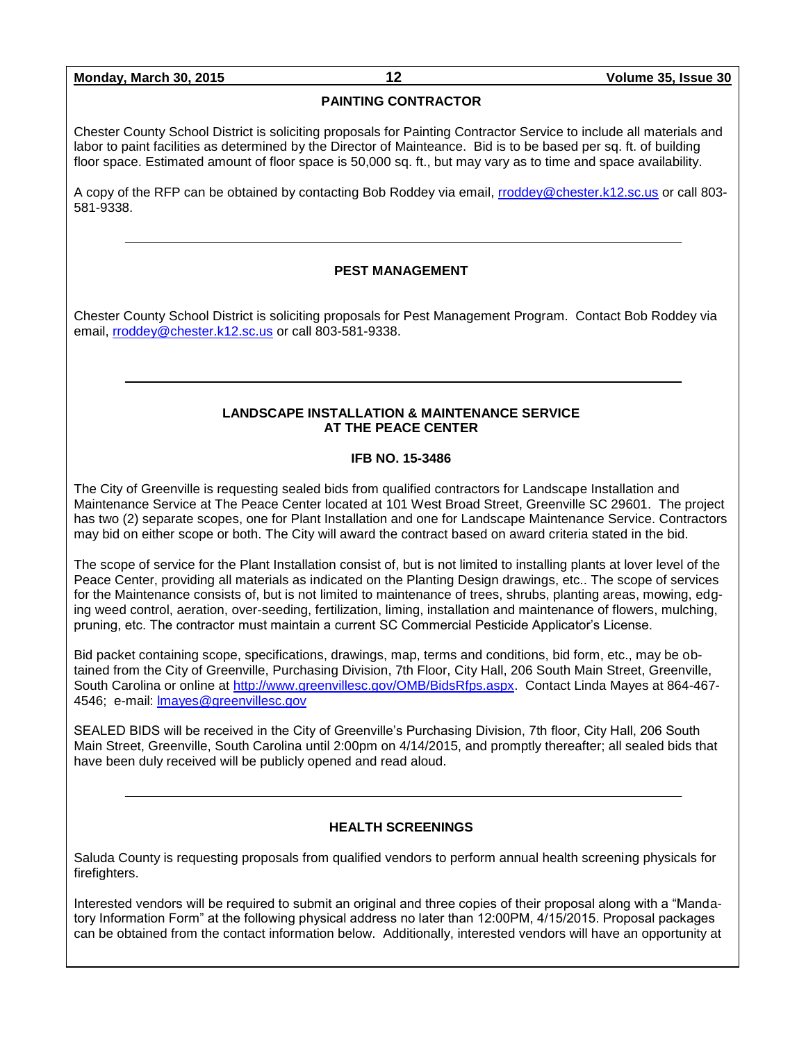## PAINTING CONTRACTOR

Chester County School District is soliciting proposals for Painting Contractor Service to include all materials and labor to paint facilities as determined by the Director of Mainteance. Bid is to be based per sq. ft. of building floor space. Estimated amount of floor space is 50,000 sq. ft., but may vary as to time and space availability.

A copy of the RFP can be obtained by contacting Bob Roddey via email, rroddey@chester.k12.sc.us or call 803-581-9338.

---

## PEST MANAGEMENT

Chester County School District is soliciting proposals for Pest Management Program. Contact Bob Roddey via email, rroddey@chester.k12.sc.us or call 803-581-9338.

---

## LANDSCAPE INSTALLATION & MAINTENANCE SERVICE AT THE PEACE CENTER

### IFB NO. 15-3486

The City of Greenville is requesting sealed bids from qualified contractors for Landscape Installation and Maintenance Service at The Peace Center located at 101 West Broad Street, Greenville SC 29601. The project has two (2) separate scopes, one for Plant Installation and one for Landscape Maintenance Service. Contractors may bid on either scope or both. The City will award the contract based on award criteria stated in the bid.

The scope of service for the Plant Installation consist of, but is not limited to installing plants at lover level of the Peace Center, providing all materials as indicated on the Planting Design drawings, etc.. The scope of services for the Maintenance consists of, but is not limited to maintenance of trees, shrubs, planting areas, mowing, edging weed control, aeration, over-seeding, fertilization, liming, installation and maintenance of flowers, mulching, pruning, etc. The contractor must maintain a current SC Commercial Pesticide Applicator's License.

Bid packet containing scope, specifications, drawings, map, terms and conditions, bid form, etc., may be obtained from the City of Greenville, Purchasing Division, 7th Floor, City Hall, 206 South Main Street, Greenville, South Carolina or online at http://www.greenvillesc.gov/OMB/BidsRfps.aspx. Contact Linda Mayes at 864-467-4546; e-mail: lmayes@greenvillesc.gov

SEALED BIDS will be received in the City of Greenville's Purchasing Division, 7th floor, City Hall, 206 South Main Street, Greenville, South Carolina until 2:00pm on 4/14/2015, and promptly thereafter; all sealed bids that have been duly received will be publicly opened and read aloud.

---

## HEALTH SCREENINGS

Saluda County is requesting proposals from qualified vendors to perform annual health screening physicals for firefighters.

Interested vendors will be required to submit an original and three copies of their proposal along with a "Mandatory Information Form" at the following physical address no later than 12:00PM, 4/15/2015. Proposal packages can be obtained from the contact information below. Additionally, interested vendors will have an opportunity at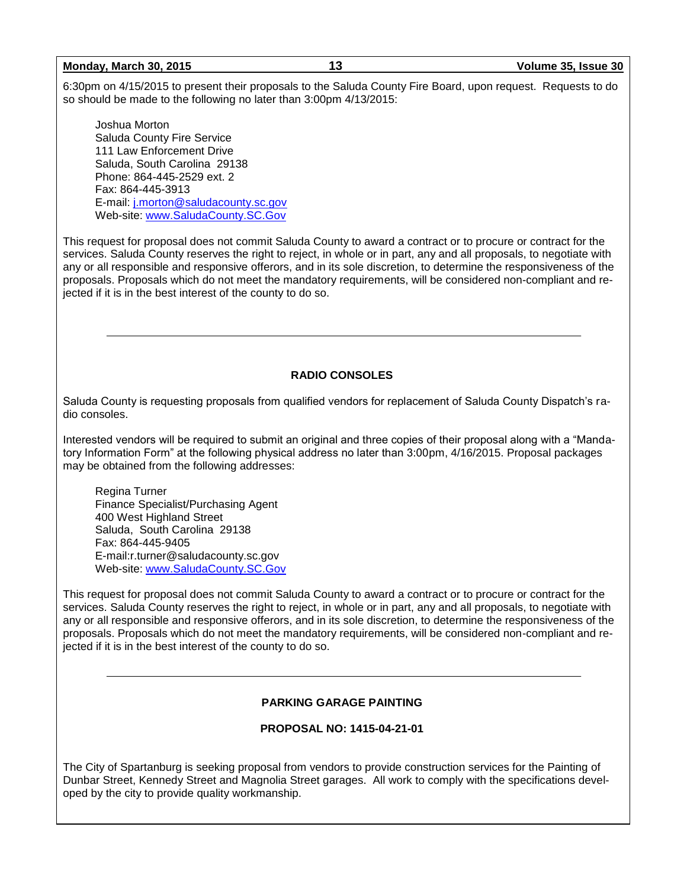6:30pm on 4/15/2015 to present their proposals to the Saluda County Fire Board, upon request. Requests to do so should be made to the following no later than 3:00pm 4/13/2015:

Joshua Morton
Saluda County Fire Service
111 Law Enforcement Drive
Saluda, South Carolina 29138
Phone: 864-445-2529 ext. 2
Fax: 864-445-3913
E-mail: j.morton@saludacounty.sc.gov
Web-site: www.SaludaCounty.SC.Gov

This request for proposal does not commit Saluda County to award a contract or to procure or contract for the services. Saluda County reserves the right to reject, in whole or in part, any and all proposals, to negotiate with any or all responsible and responsive offerors, and in its sole discretion, to determine the responsiveness of the proposals. Proposals which do not meet the mandatory requirements, will be considered non-compliant and rejected if it is in the best interest of the county to do so.

---

## RADIO CONSOLES

Saluda County is requesting proposals from qualified vendors for replacement of Saluda County Dispatch's radio consoles.

Interested vendors will be required to submit an original and three copies of their proposal along with a "Mandatory Information Form" at the following physical address no later than 3:00pm, 4/16/2015. Proposal packages may be obtained from the following addresses:

Regina Turner
Finance Specialist/Purchasing Agent
400 West Highland Street
Saluda, South Carolina 29138
Fax: 864-445-9405
E-mail:r.turner@saludacounty.sc.gov
Web-site: www.SaludaCounty.SC.Gov

This request for proposal does not commit Saluda County to award a contract or to procure or contract for the services. Saluda County reserves the right to reject, in whole or in part, any and all proposals, to negotiate with any or all responsible and responsive offerors, and in its sole discretion, to determine the responsiveness of the proposals. Proposals which do not meet the mandatory requirements, will be considered non-compliant and rejected if it is in the best interest of the county to do so.

---

## PARKING GARAGE PAINTING

### PROPOSAL NO: 1415-04-21-01

The City of Spartanburg is seeking proposal from vendors to provide construction services for the Painting of Dunbar Street, Kennedy Street and Magnolia Street garages. All work to comply with the specifications developed by the city to provide quality workmanship.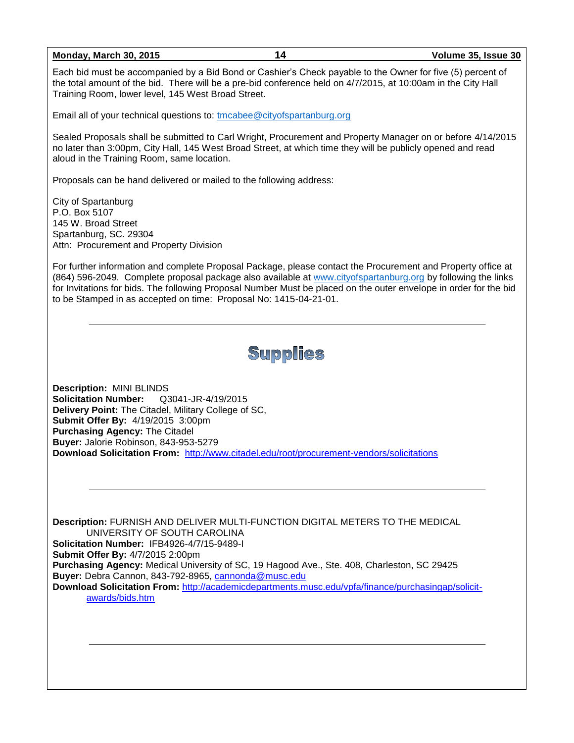Each bid must be accompanied by a Bid Bond or Cashier's Check payable to the Owner for five (5) percent of the total amount of the bid. There will be a pre-bid conference held on 4/7/2015, at 10:00am in the City Hall Training Room, lower level, 145 West Broad Street.

Email all of your technical questions to: tmcabee@cityofspartanburg.org

Sealed Proposals shall be submitted to Carl Wright, Procurement and Property Manager on or before 4/14/2015 no later than 3:00pm, City Hall, 145 West Broad Street, at which time they will be publicly opened and read aloud in the Training Room, same location.

Proposals can be hand delivered or mailed to the following address:

City of Spartanburg
P.O. Box 5107
145 W. Broad Street
Spartanburg, SC. 29304
Attn: Procurement and Property Division

For further information and complete Proposal Package, please contact the Procurement and Property office at (864) 596-2049. Complete proposal package also available at www.cityofspartanburg.org by following the links for Invitations for bids. The following Proposal Number Must be placed on the outer envelope in order for the bid to be Stamped in as accepted on time: Proposal No: 1415-04-21-01.

---

# Supplies

**Description:** MINI BLINDS
**Solicitation Number:** Q3041-JR-4/19/2015
**Delivery Point:** The Citadel, Military College of SC,
**Submit Offer By:** 4/19/2015 3:00pm
**Purchasing Agency:** The Citadel
**Buyer:** Jalorie Robinson, 843-953-5279
**Download Solicitation From:** http://www.citadel.edu/root/procurement-vendors/solicitations

---

**Description:** FURNISH AND DELIVER MULTI-FUNCTION DIGITAL METERS TO THE MEDICAL UNIVERSITY OF SOUTH CAROLINA
**Solicitation Number:** IFB4926-4/7/15-9489-I
**Submit Offer By:** 4/7/2015 2:00pm
**Purchasing Agency:** Medical University of SC, 19 Hagood Ave., Ste. 408, Charleston, SC 29425
**Buyer:** Debra Cannon, 843-792-8965, cannonda@musc.edu
**Download Solicitation From:** http://academicdepartments.musc.edu/vpfa/finance/purchasingap/solicit-awards/bids.htm

---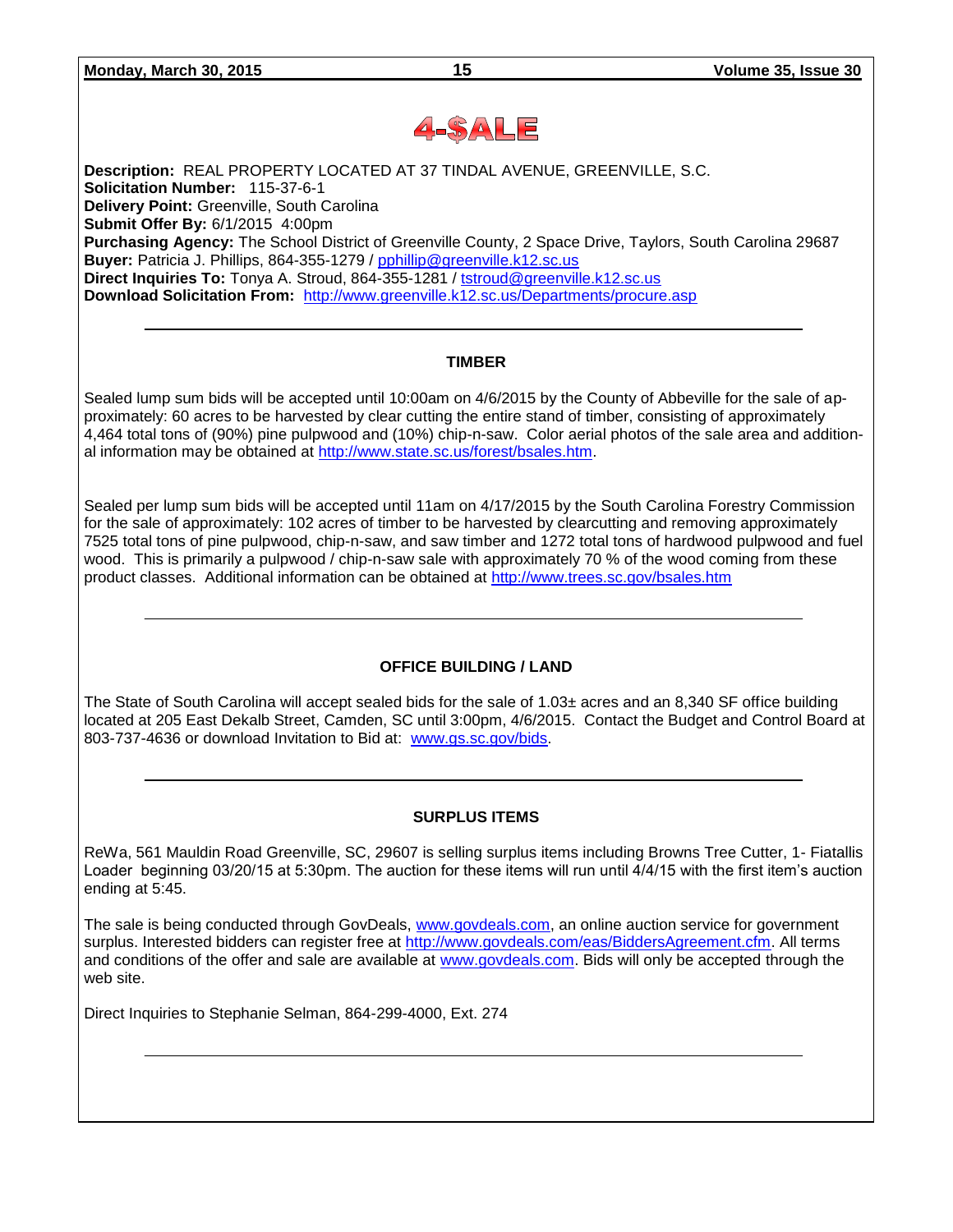# 4-$ALE

**Description:** REAL PROPERTY LOCATED AT 37 TINDAL AVENUE, GREENVILLE, S.C.
**Solicitation Number:** 115-37-6-1
**Delivery Point:** Greenville, South Carolina
**Submit Offer By:** 6/1/2015 4:00pm
**Purchasing Agency:** The School District of Greenville County, 2 Space Drive, Taylors, South Carolina 29687
**Buyer:** Patricia J. Phillips, 864-355-1279 / pphillip@greenville.k12.sc.us
**Direct Inquiries To:** Tonya A. Stroud, 864-355-1281 / tstroud@greenville.k12.sc.us
**Download Solicitation From:** http://www.greenville.k12.sc.us/Departments/procure.asp

---

## TIMBER

Sealed lump sum bids will be accepted until 10:00am on 4/6/2015 by the County of Abbeville for the sale of approximately: 60 acres to be harvested by clear cutting the entire stand of timber, consisting of approximately 4,464 total tons of (90%) pine pulpwood and (10%) chip-n-saw. Color aerial photos of the sale area and additional information may be obtained at http://www.state.sc.us/forest/bsales.htm.

Sealed per lump sum bids will be accepted until 11am on 4/17/2015 by the South Carolina Forestry Commission for the sale of approximately: 102 acres of timber to be harvested by clearcutting and removing approximately 7525 total tons of pine pulpwood, chip-n-saw, and saw timber and 1272 total tons of hardwood pulpwood and fuel wood. This is primarily a pulpwood / chip-n-saw sale with approximately 70 % of the wood coming from these product classes. Additional information can be obtained at http://www.trees.sc.gov/bsales.htm

---

## OFFICE BUILDING / LAND

The State of South Carolina will accept sealed bids for the sale of 1.03± acres and an 8,340 SF office building located at 205 East Dekalb Street, Camden, SC until 3:00pm, 4/6/2015. Contact the Budget and Control Board at 803-737-4636 or download Invitation to Bid at: www.gs.sc.gov/bids.

---

## SURPLUS ITEMS

ReWa, 561 Mauldin Road Greenville, SC, 29607 is selling surplus items including Browns Tree Cutter, 1- Fiatallis Loader beginning 03/20/15 at 5:30pm. The auction for these items will run until 4/4/15 with the first item's auction ending at 5:45.

The sale is being conducted through GovDeals, www.govdeals.com, an online auction service for government surplus. Interested bidders can register free at http://www.govdeals.com/eas/BiddersAgreement.cfm. All terms and conditions of the offer and sale are available at www.govdeals.com. Bids will only be accepted through the web site.

Direct Inquiries to Stephanie Selman, 864-299-4000, Ext. 274

---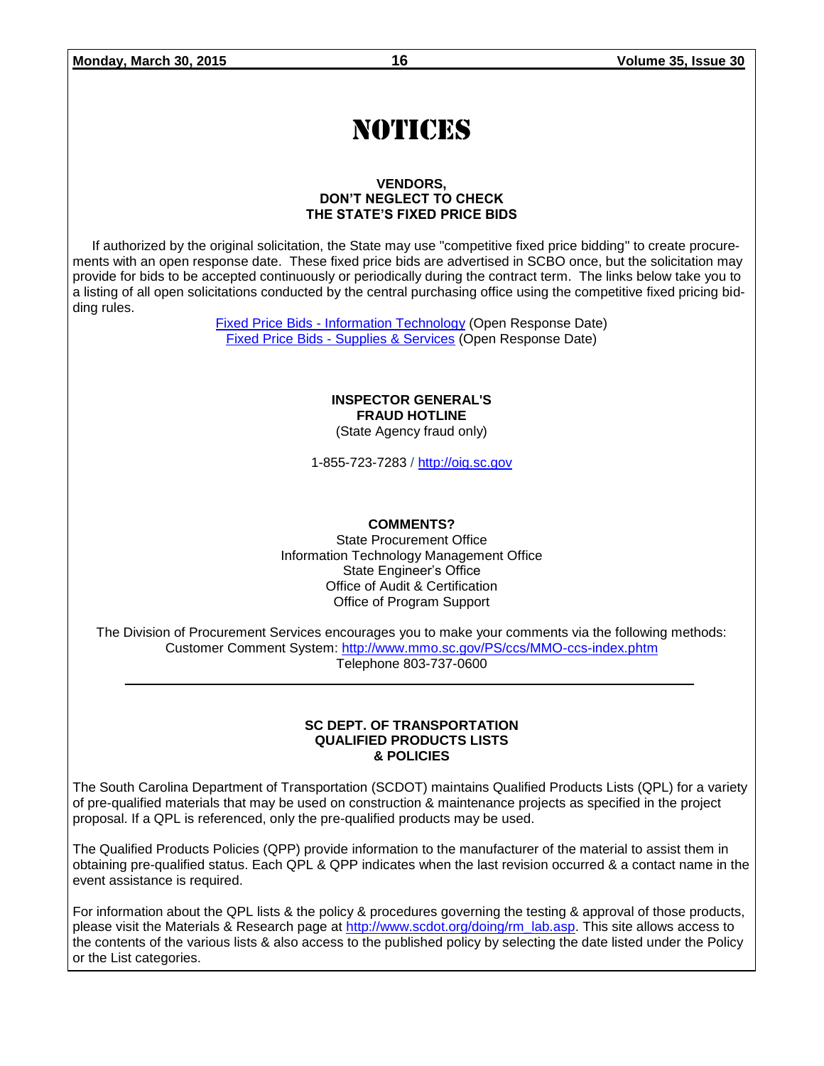# NOTICES

**VENDORS,**
**DON'T NEGLECT TO CHECK**
**THE STATE'S FIXED PRICE BIDS**

If authorized by the original solicitation, the State may use "competitive fixed price bidding" to create procurements with an open response date. These fixed price bids are advertised in SCBO once, but the solicitation may provide for bids to be accepted continuously or periodically during the contract term. The links below take you to a listing of all open solicitations conducted by the central purchasing office using the competitive fixed pricing bidding rules.

Fixed Price Bids - Information Technology (Open Response Date)
Fixed Price Bids - Supplies & Services (Open Response Date)

**INSPECTOR GENERAL'S**
**FRAUD HOTLINE**
(State Agency fraud only)

1-855-723-7283 / http://oig.sc.gov

**COMMENTS?**
State Procurement Office
Information Technology Management Office
State Engineer's Office
Office of Audit & Certification
Office of Program Support

The Division of Procurement Services encourages you to make your comments via the following methods:
Customer Comment System: http://www.mmo.sc.gov/PS/ccs/MMO-ccs-index.phtm
Telephone 803-737-0600

---

**SC DEPT. OF TRANSPORTATION**
**QUALIFIED PRODUCTS LISTS**
**& POLICIES**

The South Carolina Department of Transportation (SCDOT) maintains Qualified Products Lists (QPL) for a variety of pre-qualified materials that may be used on construction & maintenance projects as specified in the project proposal. If a QPL is referenced, only the pre-qualified products may be used.

The Qualified Products Policies (QPP) provide information to the manufacturer of the material to assist them in obtaining pre-qualified status. Each QPL & QPP indicates when the last revision occurred & a contact name in the event assistance is required.

For information about the QPL lists & the policy & procedures governing the testing & approval of those products, please visit the Materials & Research page at http://www.scdot.org/doing/rm_lab.asp. This site allows access to the contents of the various lists & also access to the published policy by selecting the date listed under the Policy or the List categories.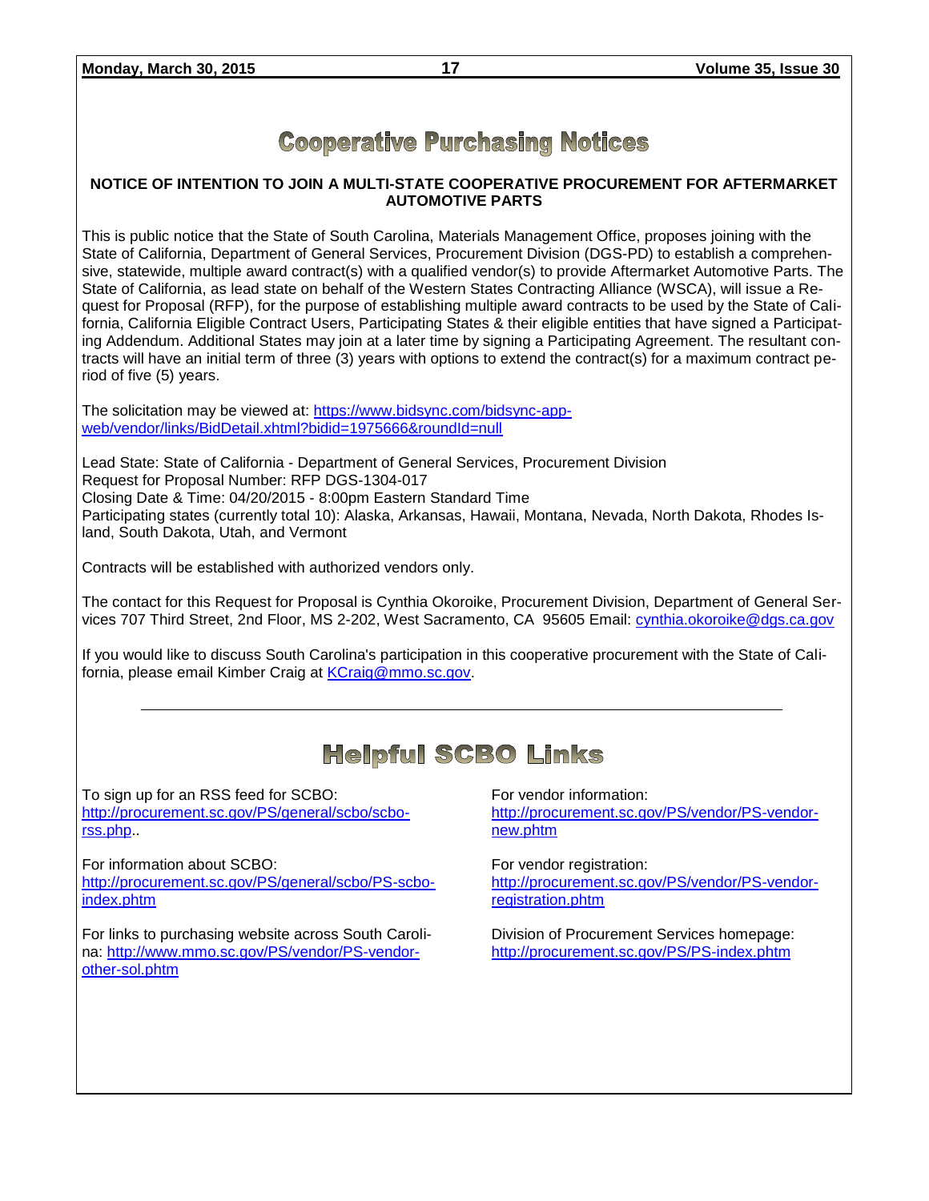# Cooperative Purchasing Notices

**NOTICE OF INTENTION TO JOIN A MULTI-STATE COOPERATIVE PROCUREMENT FOR AFTERMARKET AUTOMOTIVE PARTS**

This is public notice that the State of South Carolina, Materials Management Office, proposes joining with the State of California, Department of General Services, Procurement Division (DGS-PD) to establish a comprehensive, statewide, multiple award contract(s) with a qualified vendor(s) to provide Aftermarket Automotive Parts. The State of California, as lead state on behalf of the Western States Contracting Alliance (WSCA), will issue a Request for Proposal (RFP), for the purpose of establishing multiple award contracts to be used by the State of California, California Eligible Contract Users, Participating States & their eligible entities that have signed a Participating Addendum. Additional States may join at a later time by signing a Participating Agreement. The resultant contracts will have an initial term of three (3) years with options to extend the contract(s) for a maximum contract period of five (5) years.

The solicitation may be viewed at: https://www.bidsync.com/bidsync-app-web/vendor/links/BidDetail.xhtml?bidid=1975666&roundId=null

Lead State: State of California - Department of General Services, Procurement Division
Request for Proposal Number: RFP DGS-1304-017
Closing Date & Time: 04/20/2015 - 8:00pm Eastern Standard Time
Participating states (currently total 10): Alaska, Arkansas, Hawaii, Montana, Nevada, North Dakota, Rhodes Island, South Dakota, Utah, and Vermont

Contracts will be established with authorized vendors only.

The contact for this Request for Proposal is Cynthia Okoroike, Procurement Division, Department of General Services 707 Third Street, 2nd Floor, MS 2-202, West Sacramento, CA 95605 Email: cynthia.okoroike@dgs.ca.gov

If you would like to discuss South Carolina's participation in this cooperative procurement with the State of California, please email Kimber Craig at KCraig@mmo.sc.gov.

---

# Helpful SCBO Links

To sign up for an RSS feed for SCBO:
http://procurement.sc.gov/PS/general/scbo/scbo-rss.php..

For information about SCBO:
http://procurement.sc.gov/PS/general/scbo/PS-scbo-index.phtm

For links to purchasing website across South Carolina: http://www.mmo.sc.gov/PS/vendor/PS-vendor-other-sol.phtm

For vendor information:
http://procurement.sc.gov/PS/vendor/PS-vendor-new.phtm

For vendor registration:
http://procurement.sc.gov/PS/vendor/PS-vendor-registration.phtm

Division of Procurement Services homepage:
http://procurement.sc.gov/PS/PS-index.phtm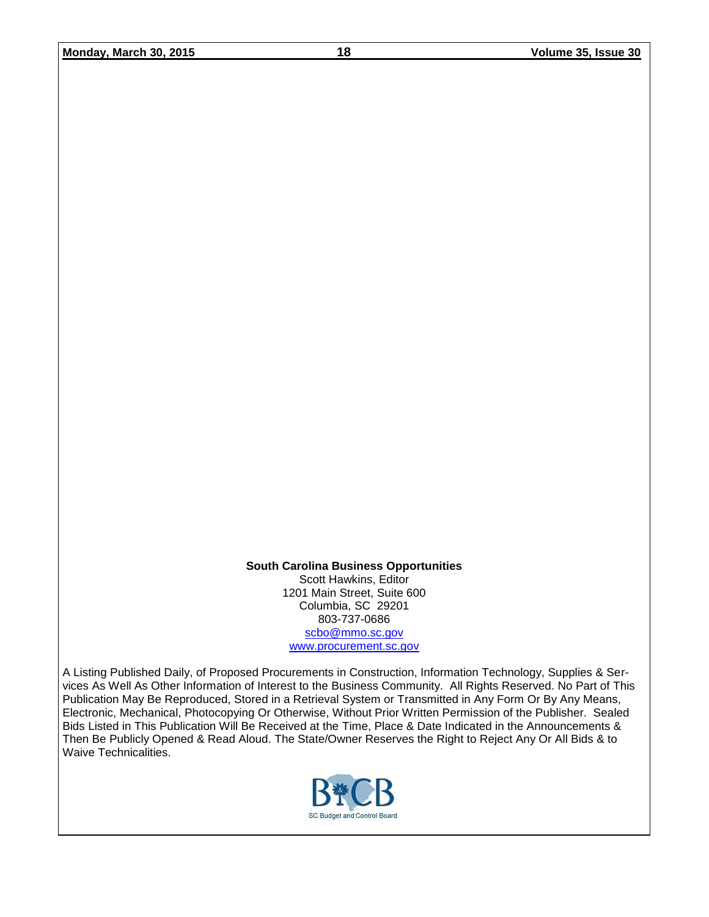**South Carolina Business Opportunities**

Scott Hawkins, Editor
1201 Main Street, Suite 600
Columbia, SC 29201
803-737-0686
scbo@mmo.sc.gov
www.procurement.sc.gov

A Listing Published Daily, of Proposed Procurements in Construction, Information Technology, Supplies & Services As Well As Other Information of Interest to the Business Community. All Rights Reserved. No Part of This Publication May Be Reproduced, Stored in a Retrieval System or Transmitted in Any Form Or By Any Means, Electronic, Mechanical, Photocopying Or Otherwise, Without Prior Written Permission of the Publisher. Sealed Bids Listed in This Publication Will Be Received at the Time, Place & Date Indicated in the Announcements & Then Be Publicly Opened & Read Aloud. The State/Owner Reserves the Right to Reject Any Or All Bids & to Waive Technicalities.

SC Budget and Control Board